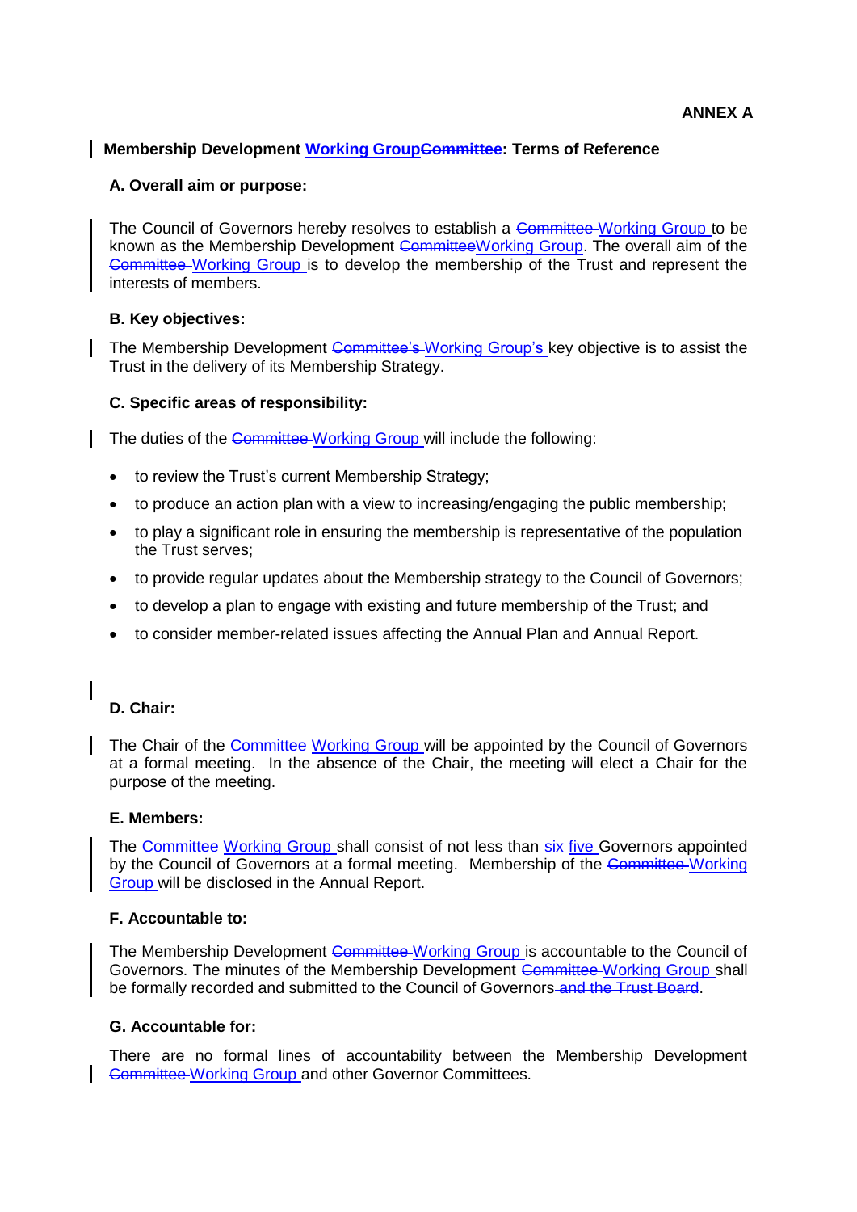**ANNEX A**

## Membership Development Working Group~~Committee~~: Terms of Reference

### A. Overall aim or purpose:

The Council of Governors hereby resolves to establish a ~~Committee~~ Working Group to be known as the Membership Development ~~Committee~~Working Group. The overall aim of the ~~Committee~~ Working Group is to develop the membership of the Trust and represent the interests of members.

### B. Key objectives:

The Membership Development ~~Committee's~~ Working Group's key objective is to assist the Trust in the delivery of its Membership Strategy.

### C. Specific areas of responsibility:

The duties of the ~~Committee~~ Working Group will include the following:

- to review the Trust's current Membership Strategy;
- to produce an action plan with a view to increasing/engaging the public membership;
- to play a significant role in ensuring the membership is representative of the population the Trust serves;
- to provide regular updates about the Membership strategy to the Council of Governors;
- to develop a plan to engage with existing and future membership of the Trust; and
- to consider member-related issues affecting the Annual Plan and Annual Report.

### D. Chair:

The Chair of the ~~Committee~~ Working Group will be appointed by the Council of Governors at a formal meeting. In the absence of the Chair, the meeting will elect a Chair for the purpose of the meeting.

### E. Members:

The ~~Committee~~ Working Group shall consist of not less than ~~six~~ five Governors appointed by the Council of Governors at a formal meeting. Membership of the ~~Committee~~ Working Group will be disclosed in the Annual Report.

### F. Accountable to:

The Membership Development ~~Committee~~ Working Group is accountable to the Council of Governors. The minutes of the Membership Development ~~Committee~~ Working Group shall be formally recorded and submitted to the Council of Governors ~~and the Trust Board~~.

### G. Accountable for:

There are no formal lines of accountability between the Membership Development ~~Committee~~ Working Group and other Governor Committees.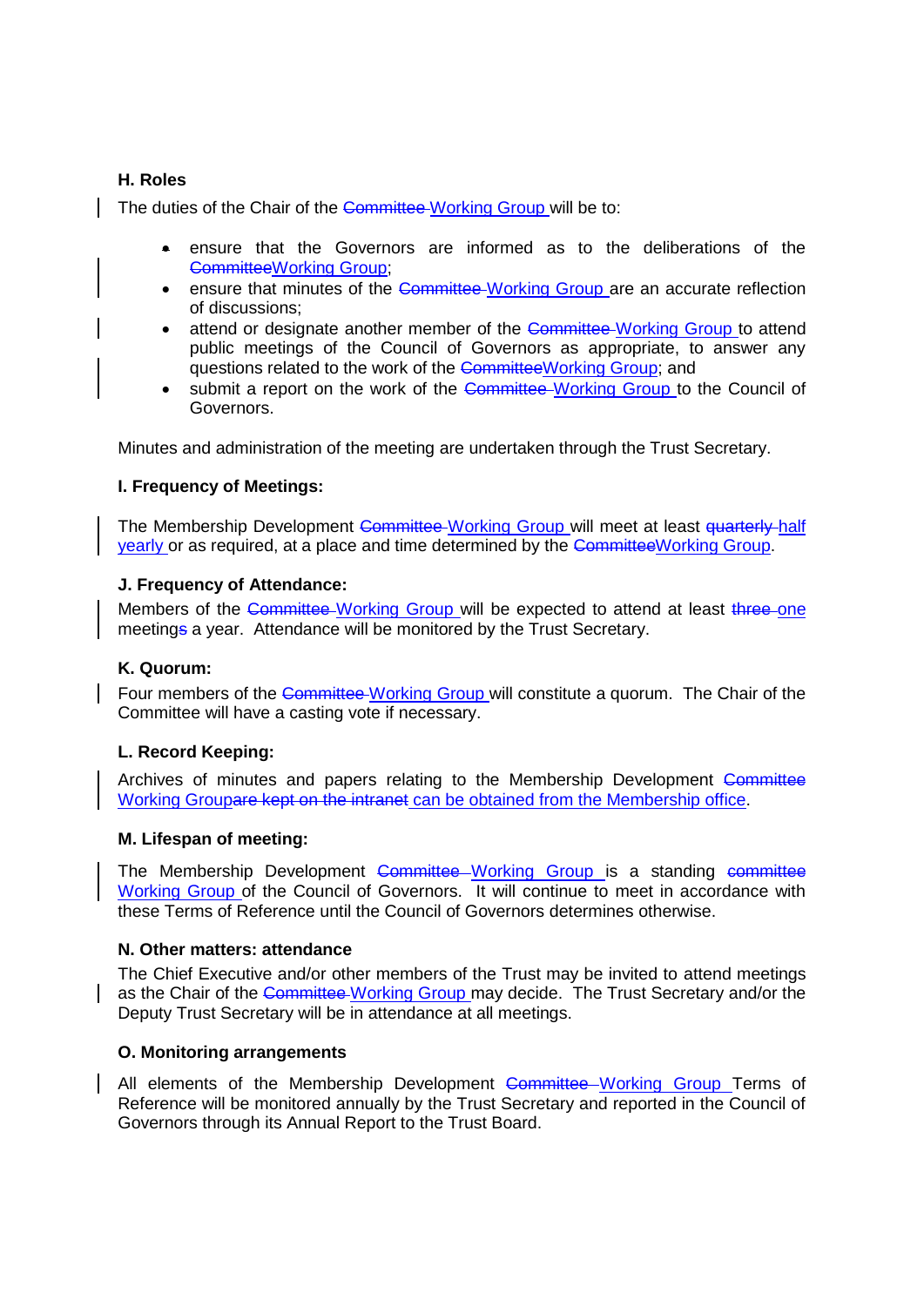**H. Roles**

The duties of the Chair of the ~~Committee~~ Working Group will be to:

- ensure that the Governors are informed as to the deliberations of the ~~Committee~~Working Group;
- ensure that minutes of the ~~Committee~~ Working Group are an accurate reflection of discussions;
- attend or designate another member of the ~~Committee~~ Working Group to attend public meetings of the Council of Governors as appropriate, to answer any questions related to the work of the ~~Committee~~Working Group; and
- submit a report on the work of the ~~Committee~~ Working Group to the Council of Governors.

Minutes and administration of the meeting are undertaken through the Trust Secretary.

**I. Frequency of Meetings:**

The Membership Development ~~Committee~~ Working Group will meet at least ~~quarterly~~ half yearly or as required, at a place and time determined by the ~~Committee~~Working Group.

**J. Frequency of Attendance:**

Members of the ~~Committee~~ Working Group will be expected to attend at least ~~three~~ one meeting~~s~~ a year. Attendance will be monitored by the Trust Secretary.

**K. Quorum:**

Four members of the ~~Committee~~ Working Group will constitute a quorum. The Chair of the Committee will have a casting vote if necessary.

**L. Record Keeping:**

Archives of minutes and papers relating to the Membership Development ~~Committee~~ Working Group~~are kept on the intranet~~ can be obtained from the Membership office.

**M. Lifespan of meeting:**

The Membership Development ~~Committee~~ Working Group is a standing ~~committee~~ Working Group of the Council of Governors. It will continue to meet in accordance with these Terms of Reference until the Council of Governors determines otherwise.

**N. Other matters: attendance**

The Chief Executive and/or other members of the Trust may be invited to attend meetings as the Chair of the ~~Committee~~ Working Group may decide. The Trust Secretary and/or the Deputy Trust Secretary will be in attendance at all meetings.

**O. Monitoring arrangements**

All elements of the Membership Development ~~Committee~~ Working Group Terms of Reference will be monitored annually by the Trust Secretary and reported in the Council of Governors through its Annual Report to the Trust Board.